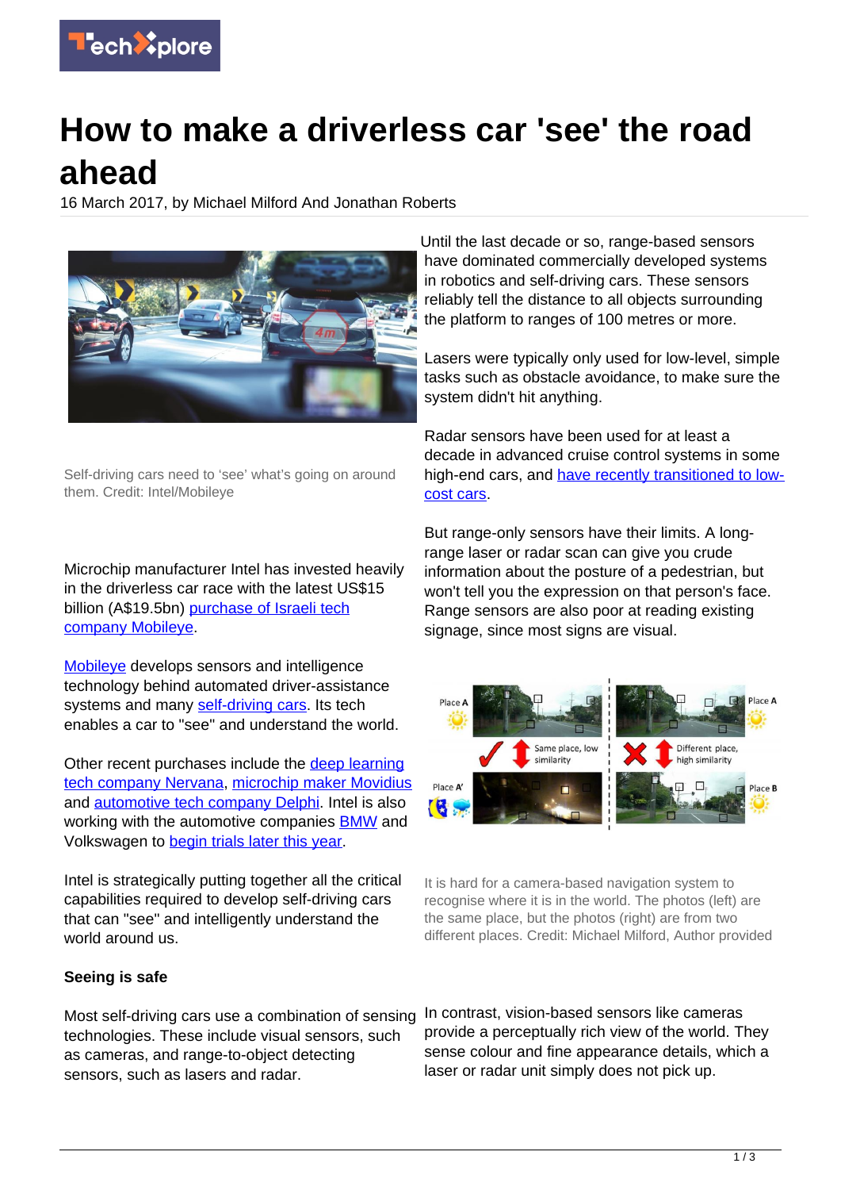# How to make a driverless car 'see' the road ahead

16 March 2017, by Michael Milford And Jonathan Roberts

Self-driving cars need to 'see' what's going on around them. Credit: Intel/Mobileye

Microchip manufacturer Intel has invested heavily in the driverless car race with the latest US$15 billion (A$19.5bn) purchase of Israeli tech company Mobileye.

Mobileye develops sensors and intelligence technology behind automated driver-assistance systems and many self-driving cars. Its tech enables a car to "see" and understand the world.

Other recent purchases include the deep learning tech company Nervana, microchip maker Movidius and automotive tech company Delphi. Intel is also working with the automotive companies BMW and Volkswagen to begin trials later this year.

Intel is strategically putting together all the critical capabilities required to develop self-driving cars that can "see" and intelligently understand the world around us.

**Seeing is safe**

Most self-driving cars use a combination of sensing technologies. These include visual sensors, such as cameras, and range-to-object detecting sensors, such as lasers and radar.

Until the last decade or so, range-based sensors have dominated commercially developed systems in robotics and self-driving cars. These sensors reliably tell the distance to all objects surrounding the platform to ranges of 100 metres or more.

Lasers were typically only used for low-level, simple tasks such as obstacle avoidance, to make sure the system didn't hit anything.

Radar sensors have been used for at least a decade in advanced cruise control systems in some high-end cars, and have recently transitioned to low-cost cars.

But range-only sensors have their limits. A long-range laser or radar scan can give you crude information about the posture of a pedestrian, but won't tell you the expression on that person's face. Range sensors are also poor at reading existing signage, since most signs are visual.

It is hard for a camera-based navigation system to recognise where it is in the world. The photos (left) are the same place, but the photos (right) are from two different places. Credit: Michael Milford, Author provided

In contrast, vision-based sensors like cameras provide a perceptually rich view of the world. They sense colour and fine appearance details, which a laser or radar unit simply does not pick up.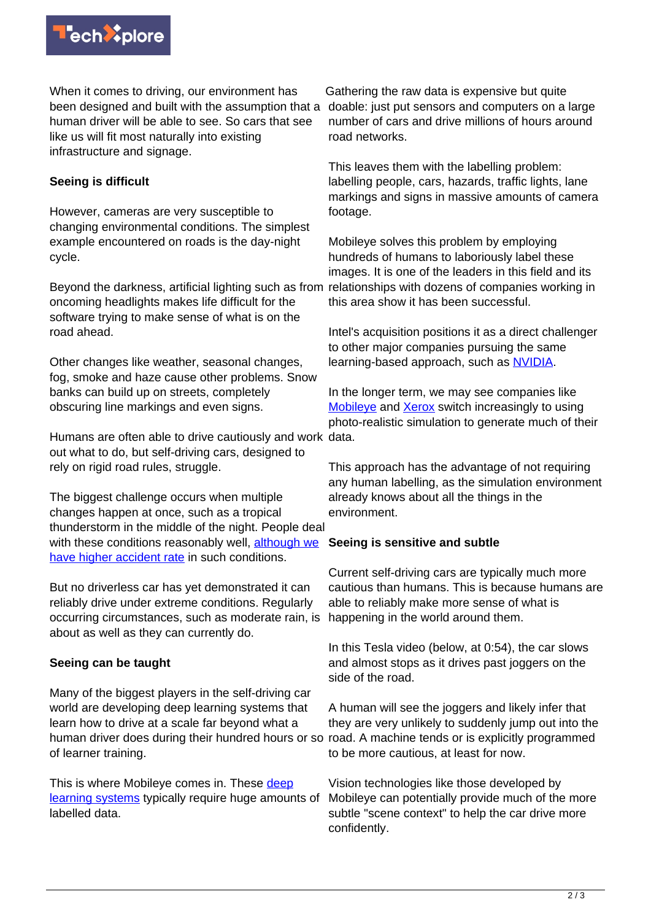When it comes to driving, our environment has been designed and built with the assumption that a human driver will be able to see. So cars that see like us will fit most naturally into existing infrastructure and signage.

**Seeing is difficult**

However, cameras are very susceptible to changing environmental conditions. The simplest example encountered on roads is the day-night cycle.

Beyond the darkness, artificial lighting such as from oncoming headlights makes life difficult for the software trying to make sense of what is on the road ahead.

Other changes like weather, seasonal changes, fog, smoke and haze cause other problems. Snow banks can build up on streets, completely obscuring line markings and even signs.

Humans are often able to drive cautiously and work out what to do, but self-driving cars, designed to rely on rigid road rules, struggle.

The biggest challenge occurs when multiple changes happen at once, such as a tropical thunderstorm in the middle of the night. People deal with these conditions reasonably well, although we have higher accident rate in such conditions.

But no driverless car has yet demonstrated it can reliably drive under extreme conditions. Regularly occurring circumstances, such as moderate rain, is about as well as they can currently do.

**Seeing can be taught**

Many of the biggest players in the self-driving car world are developing deep learning systems that learn how to drive at a scale far beyond what a human driver does during their hundred hours or so of learner training.

This is where Mobileye comes in. These deep learning systems typically require huge amounts of labelled data.

Gathering the raw data is expensive but quite doable: just put sensors and computers on a large number of cars and drive millions of hours around road networks.

This leaves them with the labelling problem: labelling people, cars, hazards, traffic lights, lane markings and signs in massive amounts of camera footage.

Mobileye solves this problem by employing hundreds of humans to laboriously label these images. It is one of the leaders in this field and its relationships with dozens of companies working in this area show it has been successful.

Intel's acquisition positions it as a direct challenger to other major companies pursuing the same learning-based approach, such as NVIDIA.

In the longer term, we may see companies like Mobileye and Xerox switch increasingly to using photo-realistic simulation to generate much of their data.

This approach has the advantage of not requiring any human labelling, as the simulation environment already knows about all the things in the environment.

**Seeing is sensitive and subtle**

Current self-driving cars are typically much more cautious than humans. This is because humans are able to reliably make more sense of what is happening in the world around them.

In this Tesla video (below, at 0:54), the car slows and almost stops as it drives past joggers on the side of the road.

A human will see the joggers and likely infer that they are very unlikely to suddenly jump out into the road. A machine tends or is explicitly programmed to be more cautious, at least for now.

Vision technologies like those developed by Mobileye can potentially provide much of the more subtle "scene context" to help the car drive more confidently.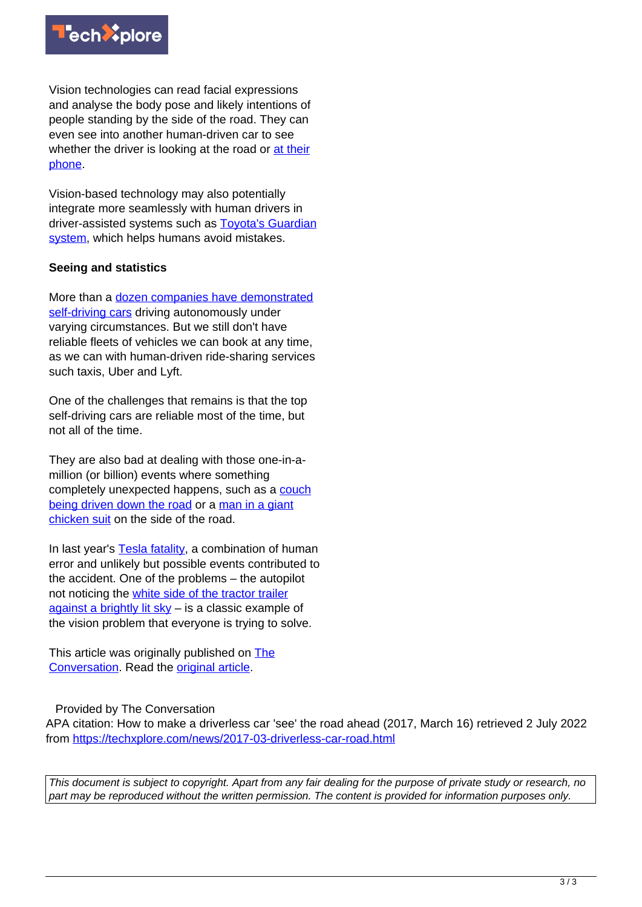Vision technologies can read facial expressions and analyse the body pose and likely intentions of people standing by the side of the road. They can even see into another human-driven car to see whether the driver is looking at the road or at their phone.

Vision-based technology may also potentially integrate more seamlessly with human drivers in driver-assisted systems such as Toyota's Guardian system, which helps humans avoid mistakes.

**Seeing and statistics**

More than a dozen companies have demonstrated self-driving cars driving autonomously under varying circumstances. But we still don't have reliable fleets of vehicles we can book at any time, as we can with human-driven ride-sharing services such taxis, Uber and Lyft.

One of the challenges that remains is that the top self-driving cars are reliable most of the time, but not all of the time.

They are also bad at dealing with those one-in-a-million (or billion) events where something completely unexpected happens, such as a couch being driven down the road or a man in a giant chicken suit on the side of the road.

In last year's Tesla fatality, a combination of human error and unlikely but possible events contributed to the accident. One of the problems – the autopilot not noticing the white side of the tractor trailer against a brightly lit sky – is a classic example of the vision problem that everyone is trying to solve.

This article was originally published on The Conversation. Read the original article.

Provided by The Conversation

APA citation: How to make a driverless car 'see' the road ahead (2017, March 16) retrieved 2 July 2022 from https://techxplore.com/news/2017-03-driverless-car-road.html

*This document is subject to copyright. Apart from any fair dealing for the purpose of private study or research, no part may be reproduced without the written permission. The content is provided for information purposes only.*